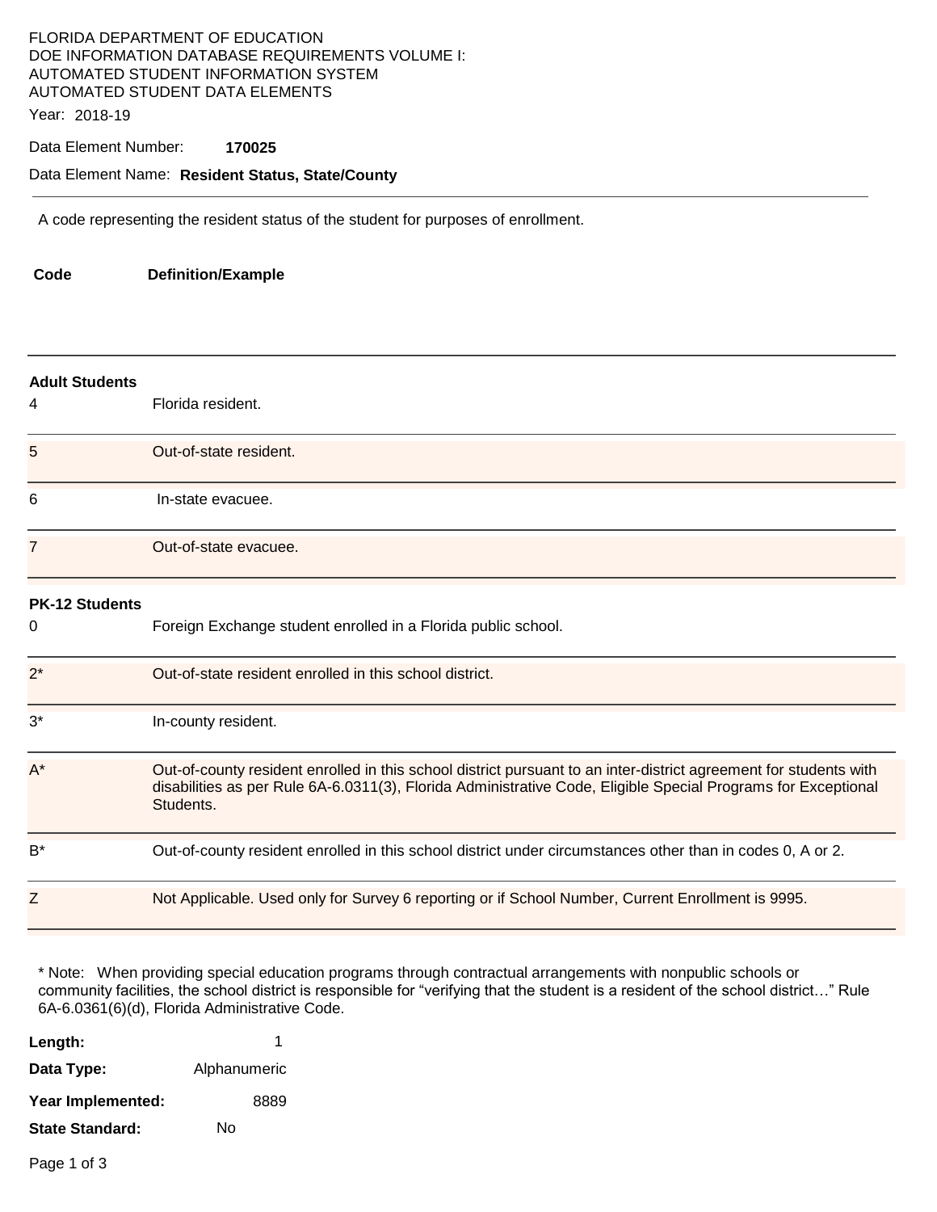FLORIDA DEPARTMENT OF EDUCATION
DOE INFORMATION DATABASE REQUIREMENTS VOLUME I:
AUTOMATED STUDENT INFORMATION SYSTEM
AUTOMATED STUDENT DATA ELEMENTS

Year: 2018-19

Data Element Number: **170025**

Data Element Name: **Resident Status, State/County**

---

A code representing the resident status of the student for purposes of enrollment.

| Code | Definition/Example |
|---|---|
| **Adult Students** | |
| 4 | Florida resident. |
| 5 | Out-of-state resident. |
| 6 | In-state evacuee. |
| 7 | Out-of-state evacuee. |
| **PK-12 Students** | |
| 0 | Foreign Exchange student enrolled in a Florida public school. |
| 2* | Out-of-state resident enrolled in this school district. |
| 3* | In-county resident. |
| A* | Out-of-county resident enrolled in this school district pursuant to an inter-district agreement for students with disabilities as per Rule 6A-6.0311(3), Florida Administrative Code, Eligible Special Programs for Exceptional Students. |
| B* | Out-of-county resident enrolled in this school district under circumstances other than in codes 0, A or 2. |
| Z | Not Applicable. Used only for Survey 6 reporting or if School Number, Current Enrollment is 9995. |

* Note: When providing special education programs through contractual arrangements with nonpublic schools or community facilities, the school district is responsible for "verifying that the student is a resident of the school district…" Rule 6A-6.0361(6)(d), Florida Administrative Code.

**Length:** 1

**Data Type:** Alphanumeric

**Year Implemented:** 8889

**State Standard:** No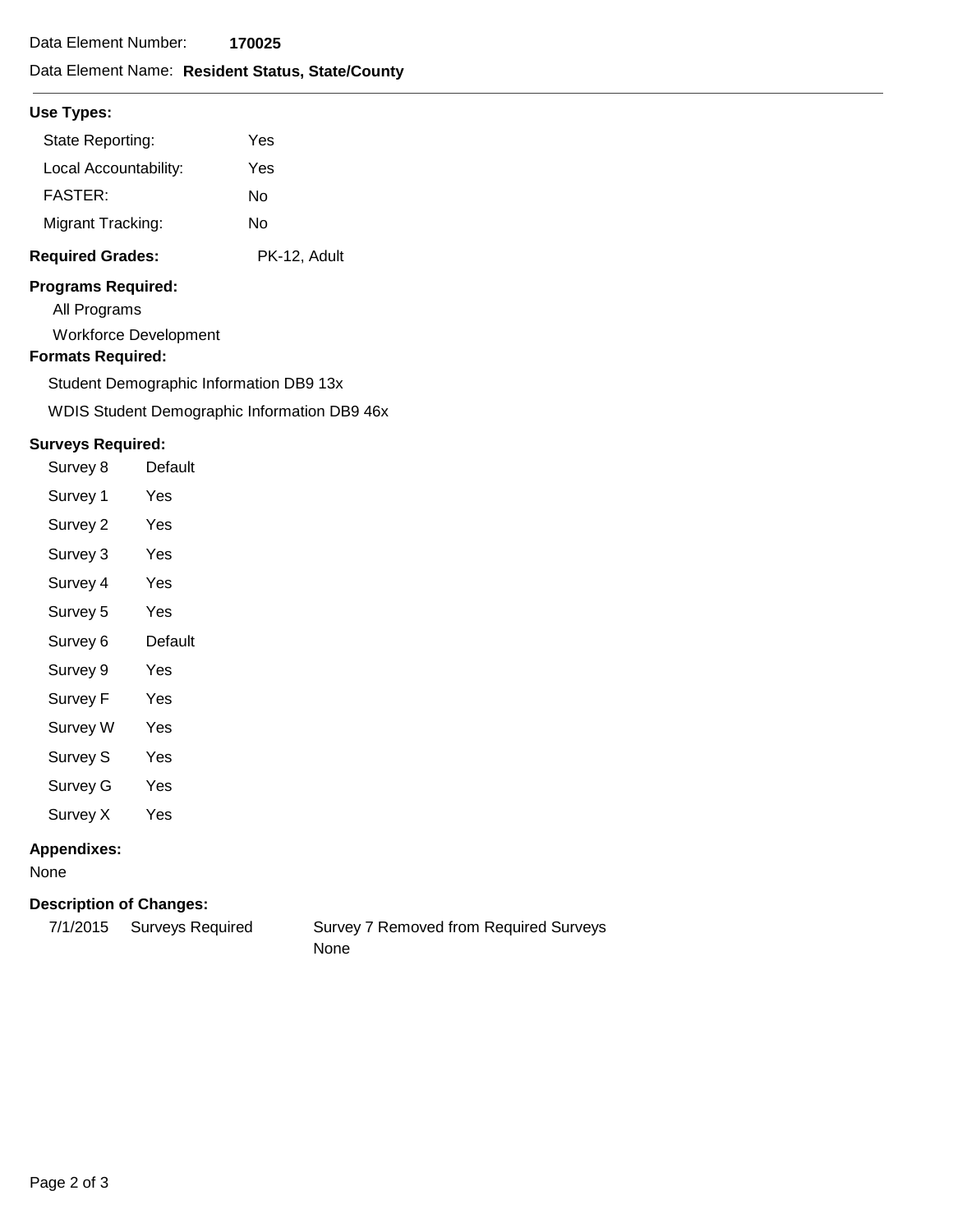Data Element Number: **170025**

Data Element Name: **Resident Status, State/County**

---

**Use Types:**

| | |
|---|---|
| State Reporting: | Yes |
| Local Accountability: | Yes |
| FASTER: | No |
| Migrant Tracking: | No |

**Required Grades:** PK-12, Adult

**Programs Required:**

All Programs

Workforce Development

**Formats Required:**

Student Demographic Information DB9 13x

WDIS Student Demographic Information DB9 46x

**Surveys Required:**

| | |
|---|---|
| Survey 8 | Default |
| Survey 1 | Yes |
| Survey 2 | Yes |
| Survey 3 | Yes |
| Survey 4 | Yes |
| Survey 5 | Yes |
| Survey 6 | Default |
| Survey 9 | Yes |
| Survey F | Yes |
| Survey W | Yes |
| Survey S | Yes |
| Survey G | Yes |
| Survey X | Yes |

**Appendixes:**

None

**Description of Changes:**

| | | |
|---|---|---|
| 7/1/2015 | Surveys Required | Survey 7 Removed from Required Surveys<br>None |